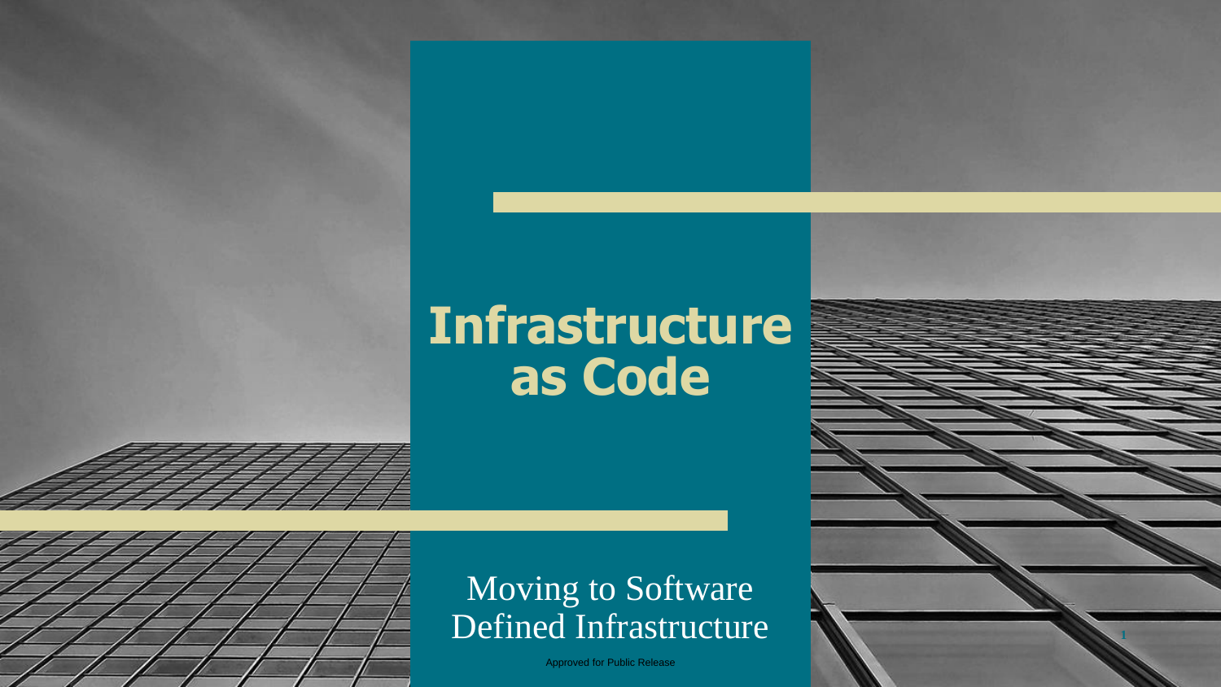# Infrastructure as Code

Moving to Software Defined Infrastructure

Approved for Public Release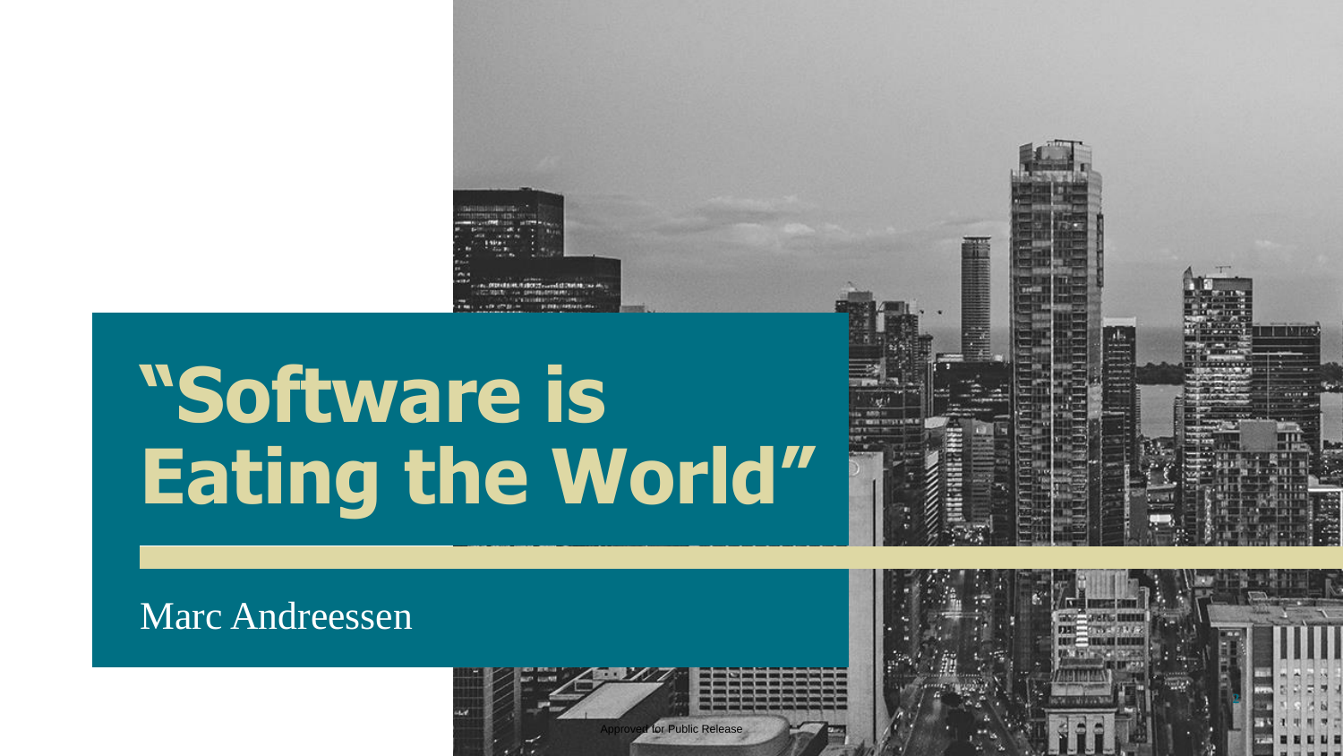# “Software is Eating the World”

Marc Andreessen

Approved for Public Release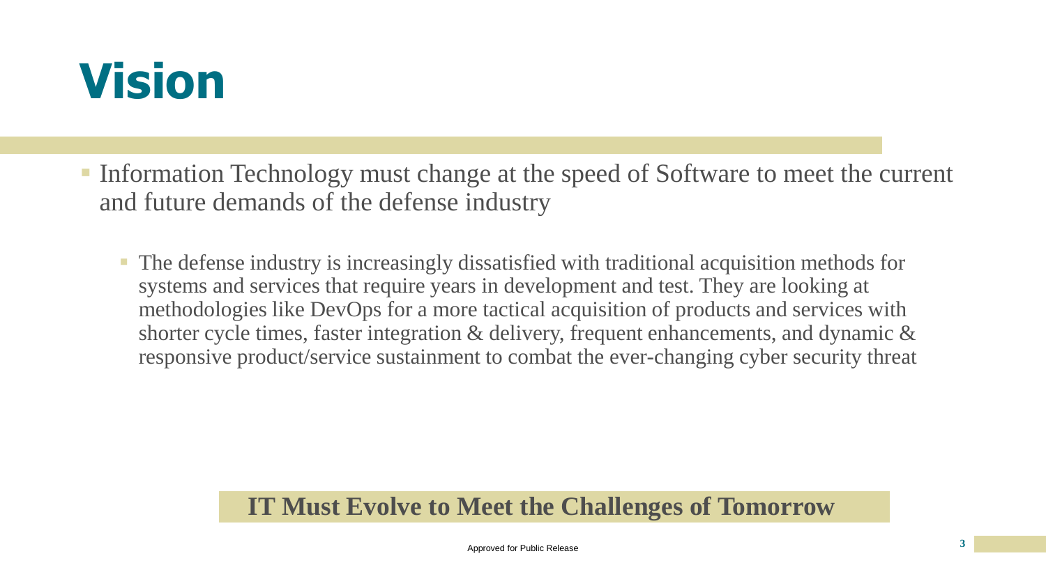# Vision

- Information Technology must change at the speed of Software to meet the current and future demands of the defense industry
  - The defense industry is increasingly dissatisfied with traditional acquisition methods for systems and services that require years in development and test. They are looking at methodologies like DevOps for a more tactical acquisition of products and services with shorter cycle times, faster integration & delivery, frequent enhancements, and dynamic & responsive product/service sustainment to combat the ever-changing cyber security threat

**IT Must Evolve to Meet the Challenges of Tomorrow**

Approved for Public Release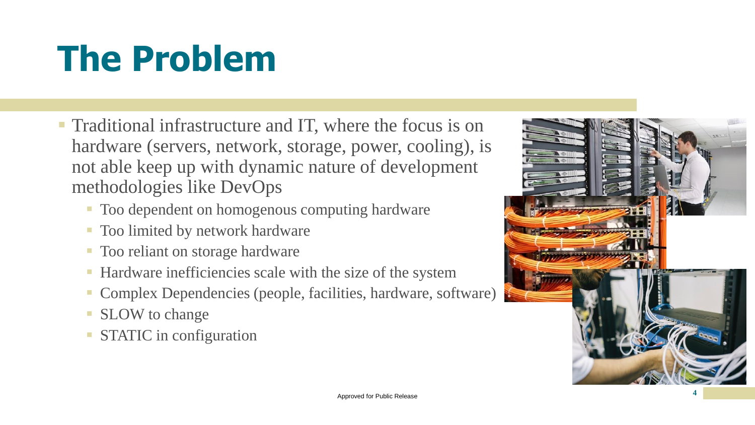# The Problem

- Traditional infrastructure and IT, where the focus is on hardware (servers, network, storage, power, cooling), is not able keep up with dynamic nature of development methodologies like DevOps
  - Too dependent on homogenous computing hardware
  - Too limited by network hardware
  - Too reliant on storage hardware
  - Hardware inefficiencies scale with the size of the system
  - Complex Dependencies (people, facilities, hardware, software)
  - SLOW to change
  - STATIC in configuration

Approved for Public Release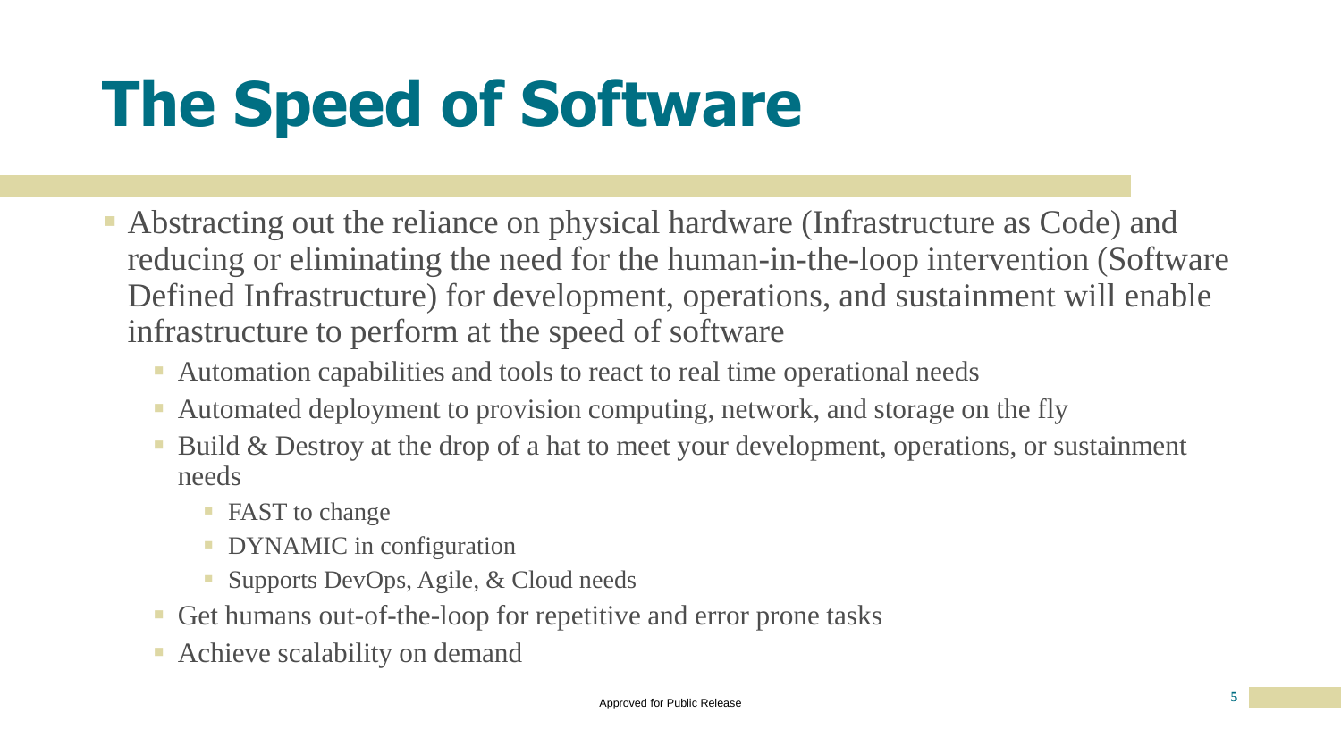# The Speed of Software

- Abstracting out the reliance on physical hardware (Infrastructure as Code) and reducing or eliminating the need for the human-in-the-loop intervention (Software Defined Infrastructure) for development, operations, and sustainment will enable infrastructure to perform at the speed of software
  - Automation capabilities and tools to react to real time operational needs
  - Automated deployment to provision computing, network, and storage on the fly
  - Build & Destroy at the drop of a hat to meet your development, operations, or sustainment needs
    - FAST to change
    - DYNAMIC in configuration
    - Supports DevOps, Agile, & Cloud needs
  - Get humans out-of-the-loop for repetitive and error prone tasks
  - Achieve scalability on demand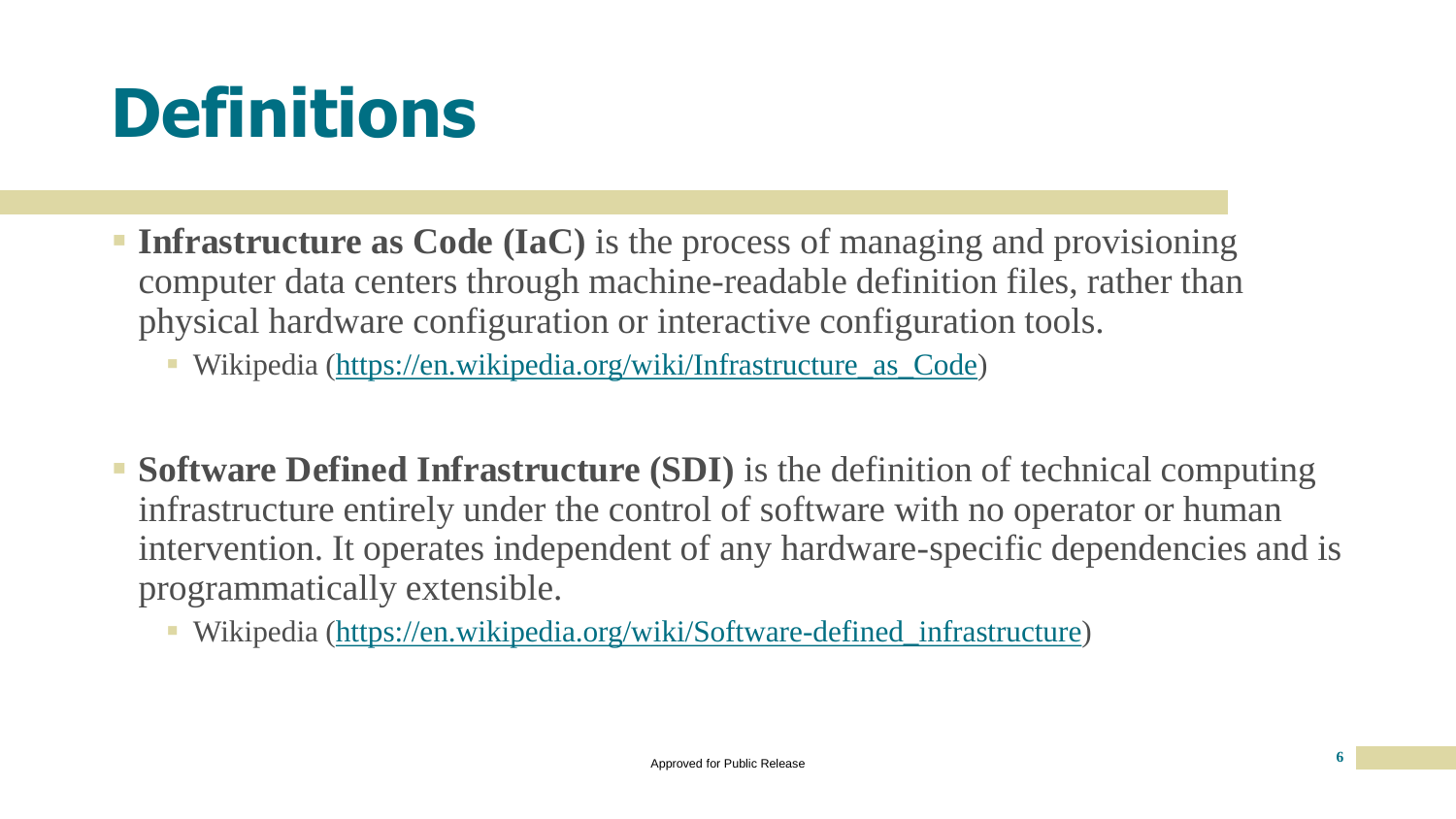# Definitions

- **Infrastructure as Code (IaC)** is the process of managing and provisioning computer data centers through machine-readable definition files, rather than physical hardware configuration or interactive configuration tools.
  - Wikipedia (https://en.wikipedia.org/wiki/Infrastructure_as_Code)

- **Software Defined Infrastructure (SDI)** is the definition of technical computing infrastructure entirely under the control of software with no operator or human intervention. It operates independent of any hardware-specific dependencies and is programmatically extensible.
  - Wikipedia (https://en.wikipedia.org/wiki/Software-defined_infrastructure)

Approved for Public Release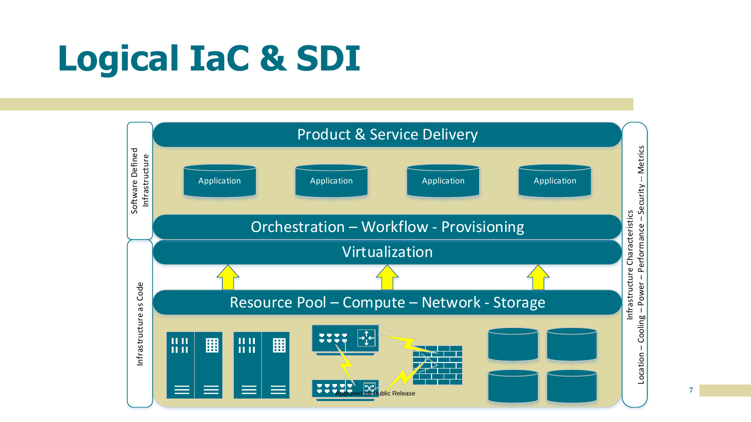# Logical IaC & SDI

Software Defined Infrastructure

Infrastructure as Code

Product & Service Delivery

Application

Application

Application

Application

Orchestration – Workflow - Provisioning

Virtualization

Resource Pool – Compute – Network - Storage

Infrastructure Characteristics

Location – Cooling – Power – Performance – Security -- Metrics

Approved for Public Release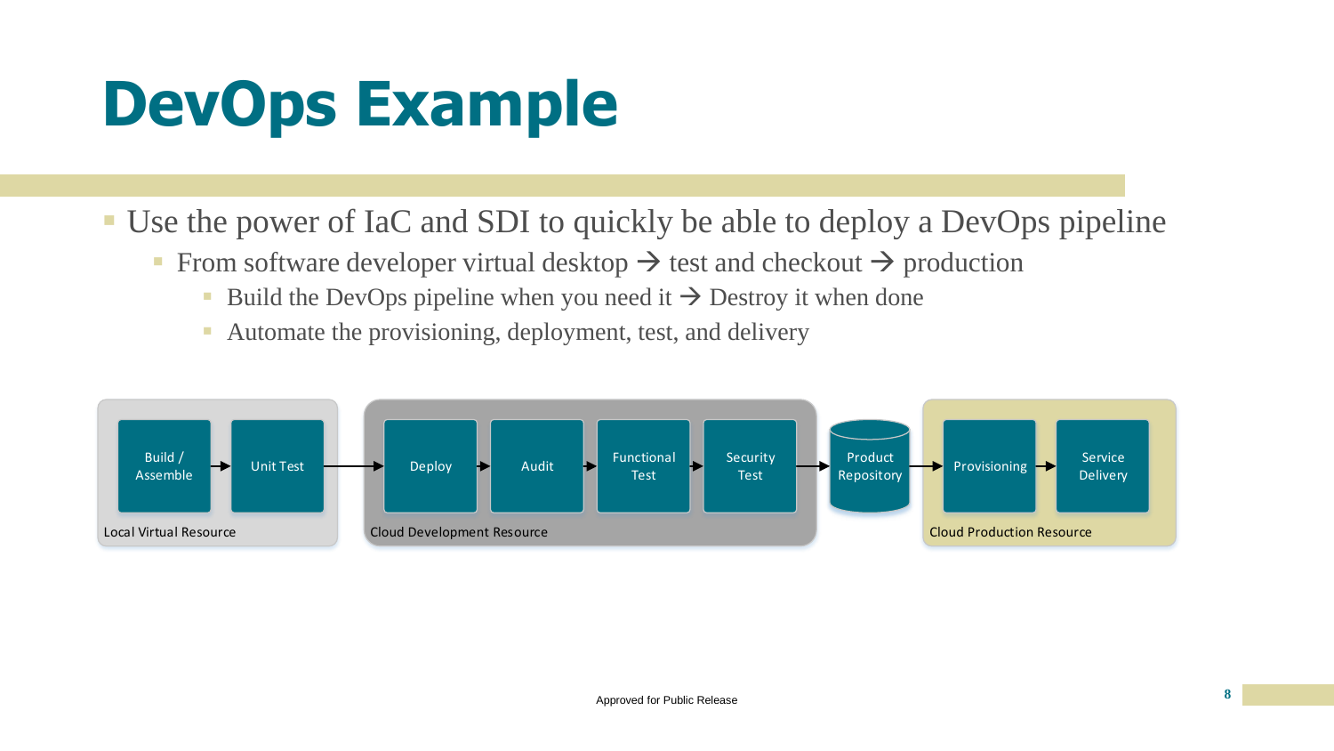# DevOps Example

- Use the power of IaC and SDI to quickly be able to deploy a DevOps pipeline
  - From software developer virtual desktop → test and checkout → production
    - Build the DevOps pipeline when you need it → Destroy it when done
    - Automate the provisioning, deployment, test, and delivery

Build / Assemble → Unit Test → Deploy → Audit → Functional Test → Security Test → Product Repository → Provisioning → Service Delivery

Local Virtual Resource | Cloud Development Resource | Cloud Production Resource

Approved for Public Release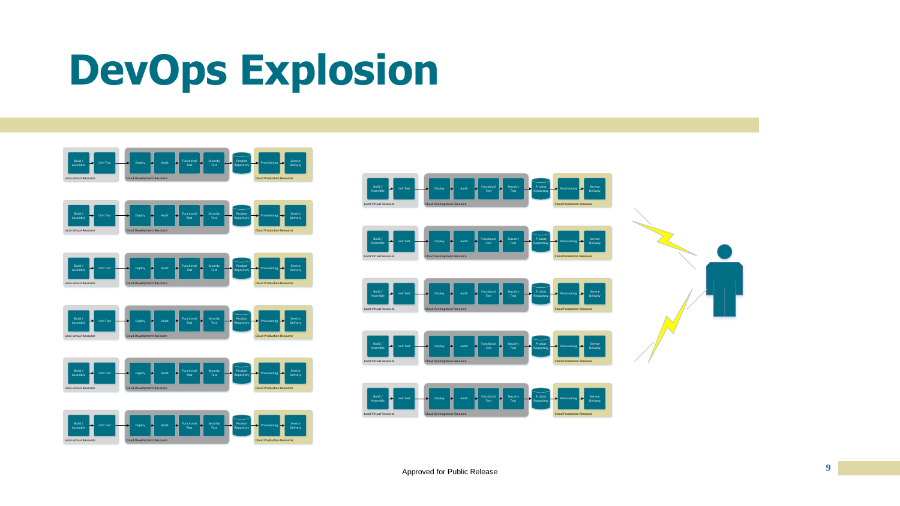# DevOps Explosion

Approved for Public Release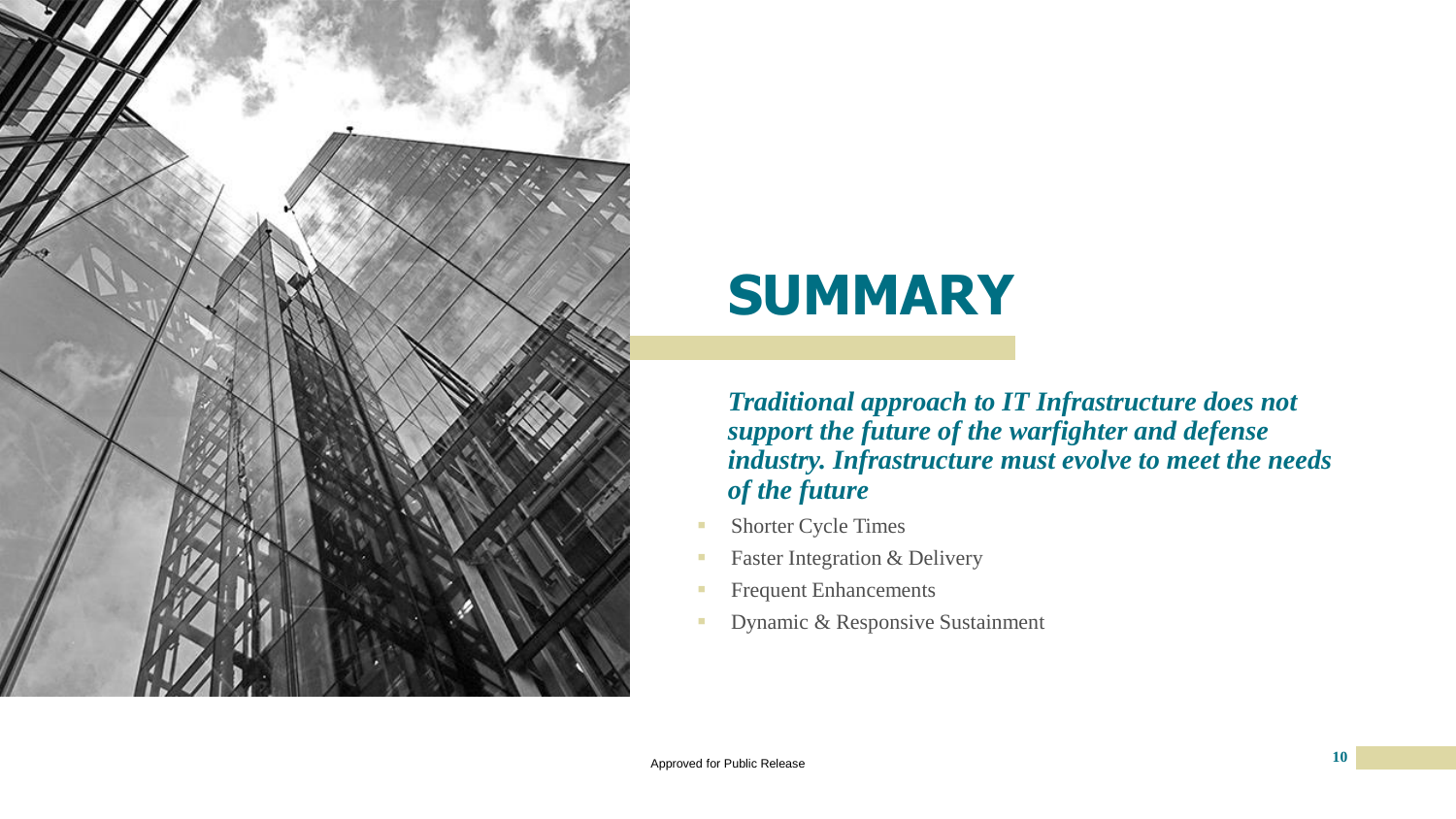# SUMMARY

***Traditional approach to IT Infrastructure does not support the future of the warfighter and defense industry. Infrastructure must evolve to meet the needs of the future***

- Shorter Cycle Times
- Faster Integration & Delivery
- Frequent Enhancements
- Dynamic & Responsive Sustainment

Approved for Public Release